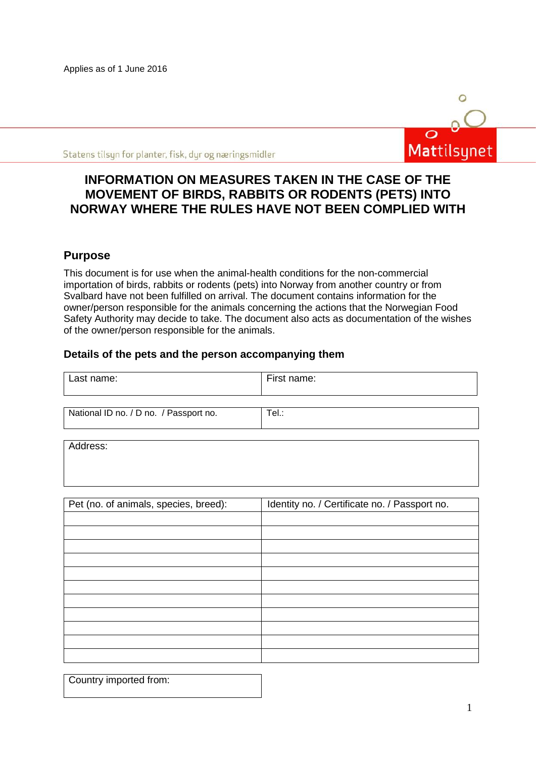Applies as of 1 June 2016

Statens tilsyn for planter, fisk, dyr og næringsmidler

Mattilsynet

# INFORMATION ON MEASURES TAKEN IN THE CASE OF THE MOVEMENT OF BIRDS, RABBITS OR RODENTS (PETS) INTO NORWAY WHERE THE RULES HAVE NOT BEEN COMPLIED WITH

## Purpose

This document is for use when the animal-health conditions for the non-commercial importation of birds, rabbits or rodents (pets) into Norway from another country or from Svalbard have not been fulfilled on arrival. The document contains information for the owner/person responsible for the animals concerning the actions that the Norwegian Food Safety Authority may decide to take. The document also acts as documentation of the wishes of the owner/person responsible for the animals.

### Details of the pets and the person accompanying them

| Last name: | First name: |
|---|---|
| | |

| National ID no. / D no. / Passport no. | Tel.: |
|---|---|
| | |

| Address: |
|---|
| |

| Pet (no. of animals, species, breed): | Identity no. / Certificate no. / Passport no. |
|---|---|
| | |
| | |
| | |
| | |
| | |
| | |
| | |
| | |
| | |
| | |
| | |

| Country imported from: |
|---|
| |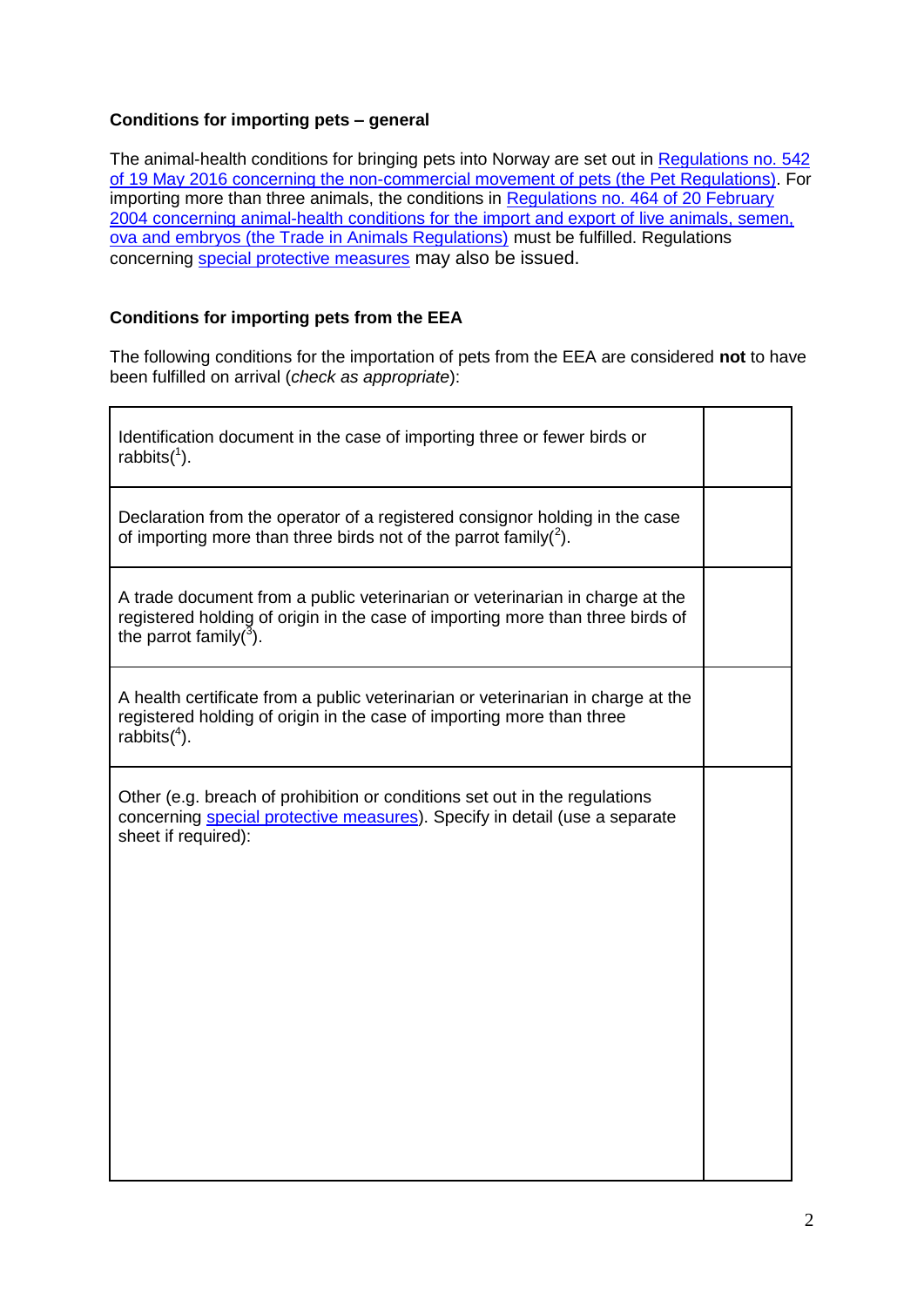**Conditions for importing pets – general**

The animal-health conditions for bringing pets into Norway are set out in Regulations no. 542 of 19 May 2016 concerning the non-commercial movement of pets (the Pet Regulations). For importing more than three animals, the conditions in Regulations no. 464 of 20 February 2004 concerning animal-health conditions for the import and export of live animals, semen, ova and embryos (the Trade in Animals Regulations) must be fulfilled. Regulations concerning special protective measures may also be issued.

**Conditions for importing pets from the EEA**

The following conditions for the importation of pets from the EEA are considered **not** to have been fulfilled on arrival (*check as appropriate*):

| | |
|---|---|
| Identification document in the case of importing three or fewer birds or rabbits([1]). | |
| Declaration from the operator of a registered consignor holding in the case of importing more than three birds not of the parrot family([2]). | |
| A trade document from a public veterinarian or veterinarian in charge at the registered holding of origin in the case of importing more than three birds of the parrot family([3]). | |
| A health certificate from a public veterinarian or veterinarian in charge at the registered holding of origin in the case of importing more than three rabbits([4]). | |
| Other (e.g. breach of prohibition or conditions set out in the regulations concerning special protective measures). Specify in detail (use a separate sheet if required): | |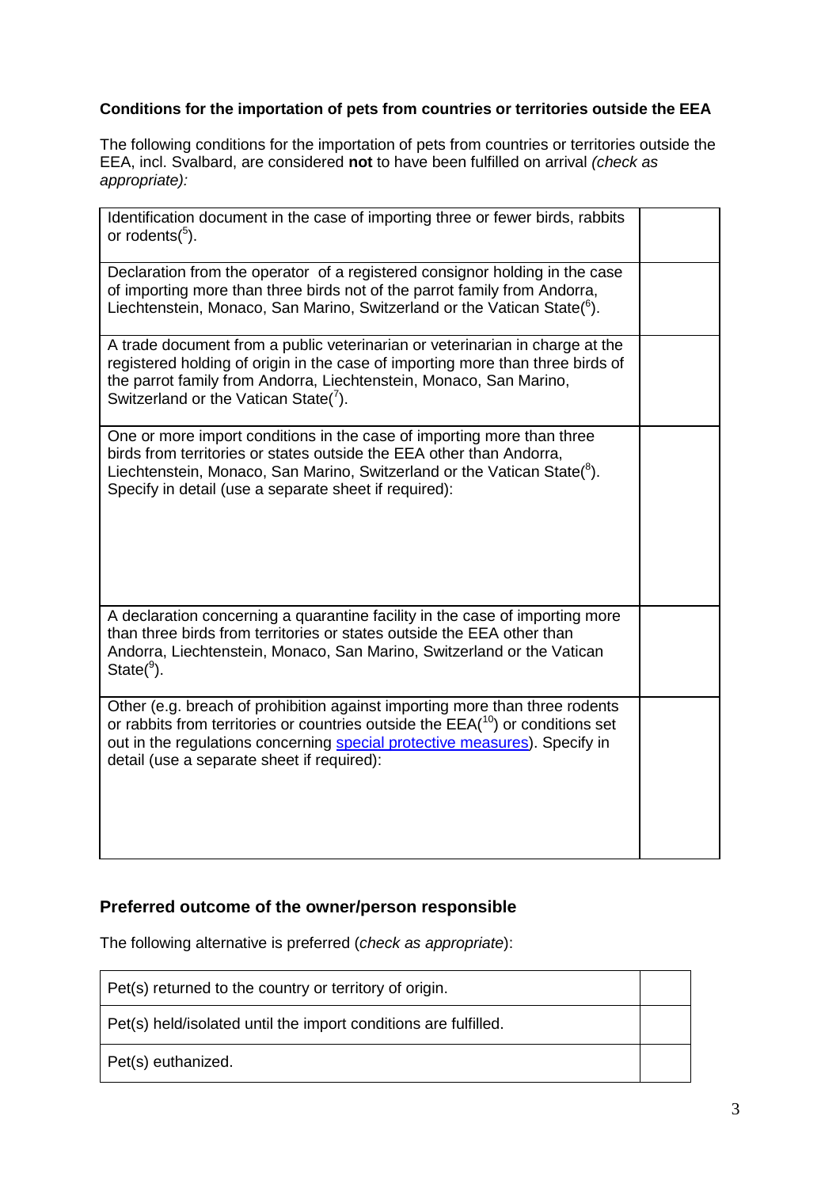### Conditions for the importation of pets from countries or territories outside the EEA

The following conditions for the importation of pets from countries or territories outside the EEA, incl. Svalbard, are considered **not** to have been fulfilled on arrival *(check as appropriate):*

| | |
|---|---|
| Identification document in the case of importing three or fewer birds, rabbits or rodents([5]). | |
| Declaration from the operator of a registered consignor holding in the case of importing more than three birds not of the parrot family from Andorra, Liechtenstein, Monaco, San Marino, Switzerland or the Vatican State([6]). | |
| A trade document from a public veterinarian or veterinarian in charge at the registered holding of origin in the case of importing more than three birds of the parrot family from Andorra, Liechtenstein, Monaco, San Marino, Switzerland or the Vatican State([7]). | |
| One or more import conditions in the case of importing more than three birds from territories or states outside the EEA other than Andorra, Liechtenstein, Monaco, San Marino, Switzerland or the Vatican State([8]). Specify in detail (use a separate sheet if required): | |
| A declaration concerning a quarantine facility in the case of importing more than three birds from territories or states outside the EEA other than Andorra, Liechtenstein, Monaco, San Marino, Switzerland or the Vatican State([9]). | |
| Other (e.g. breach of prohibition against importing more than three rodents or rabbits from territories or countries outside the EEA([10]) or conditions set out in the regulations concerning special protective measures). Specify in detail (use a separate sheet if required): | |

### Preferred outcome of the owner/person responsible

The following alternative is preferred (*check as appropriate*):

| | |
|---|---|
| Pet(s) returned to the country or territory of origin. | |
| Pet(s) held/isolated until the import conditions are fulfilled. | |
| Pet(s) euthanized. | |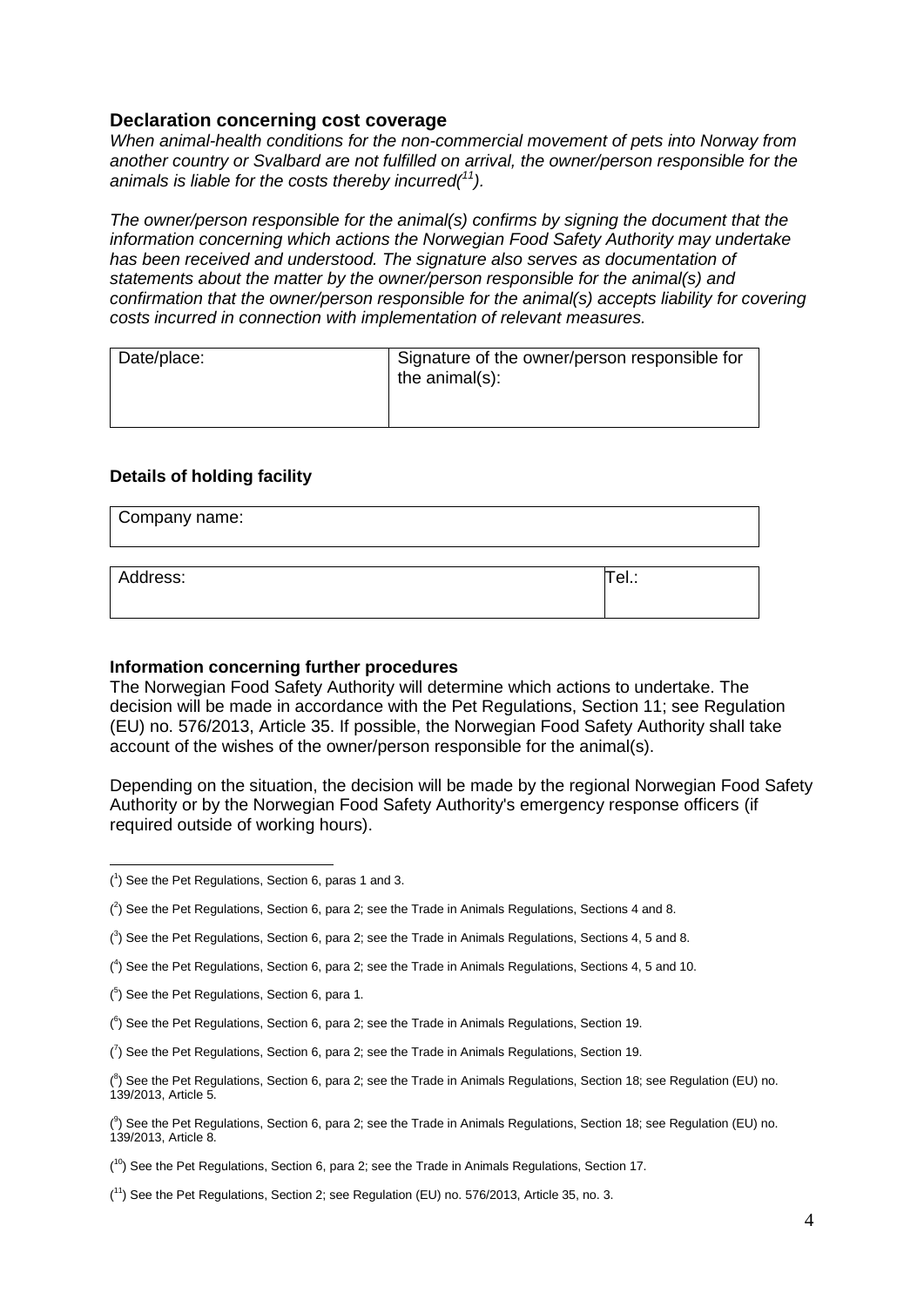### Declaration concerning cost coverage

*When animal-health conditions for the non-commercial movement of pets into Norway from another country or Svalbard are not fulfilled on arrival, the owner/person responsible for the animals is liable for the costs thereby incurred([11]).*

*The owner/person responsible for the animal(s) confirms by signing the document that the information concerning which actions the Norwegian Food Safety Authority may undertake has been received and understood. The signature also serves as documentation of statements about the matter by the owner/person responsible for the animal(s) and confirmation that the owner/person responsible for the animal(s) accepts liability for covering costs incurred in connection with implementation of relevant measures.*

| | |
|---|---|
| Date/place: | Signature of the owner/person responsible for the animal(s): |

### Details of holding facility

| |
|---|
| Company name: |

| | |
|---|---|
| Address: | Tel.: |

### Information concerning further procedures

The Norwegian Food Safety Authority will determine which actions to undertake. The decision will be made in accordance with the Pet Regulations, Section 11; see Regulation (EU) no. 576/2013, Article 35. If possible, the Norwegian Food Safety Authority shall take account of the wishes of the owner/person responsible for the animal(s).

Depending on the situation, the decision will be made by the regional Norwegian Food Safety Authority or by the Norwegian Food Safety Authority's emergency response officers (if required outside of working hours).

---

([1]) See the Pet Regulations, Section 6, paras 1 and 3.

([2]) See the Pet Regulations, Section 6, para 2; see the Trade in Animals Regulations, Sections 4 and 8.

([3]) See the Pet Regulations, Section 6, para 2; see the Trade in Animals Regulations, Sections 4, 5 and 8.

([4]) See the Pet Regulations, Section 6, para 2; see the Trade in Animals Regulations, Sections 4, 5 and 10.

([5]) See the Pet Regulations, Section 6, para 1.

([6]) See the Pet Regulations, Section 6, para 2; see the Trade in Animals Regulations, Section 19.

([7]) See the Pet Regulations, Section 6, para 2; see the Trade in Animals Regulations, Section 19.

([8]) See the Pet Regulations, Section 6, para 2; see the Trade in Animals Regulations, Section 18; see Regulation (EU) no. 139/2013, Article 5.

([9]) See the Pet Regulations, Section 6, para 2; see the Trade in Animals Regulations, Section 18; see Regulation (EU) no. 139/2013, Article 8.

([10]) See the Pet Regulations, Section 6, para 2; see the Trade in Animals Regulations, Section 17.

([11]) See the Pet Regulations, Section 2; see Regulation (EU) no. 576/2013, Article 35, no. 3.